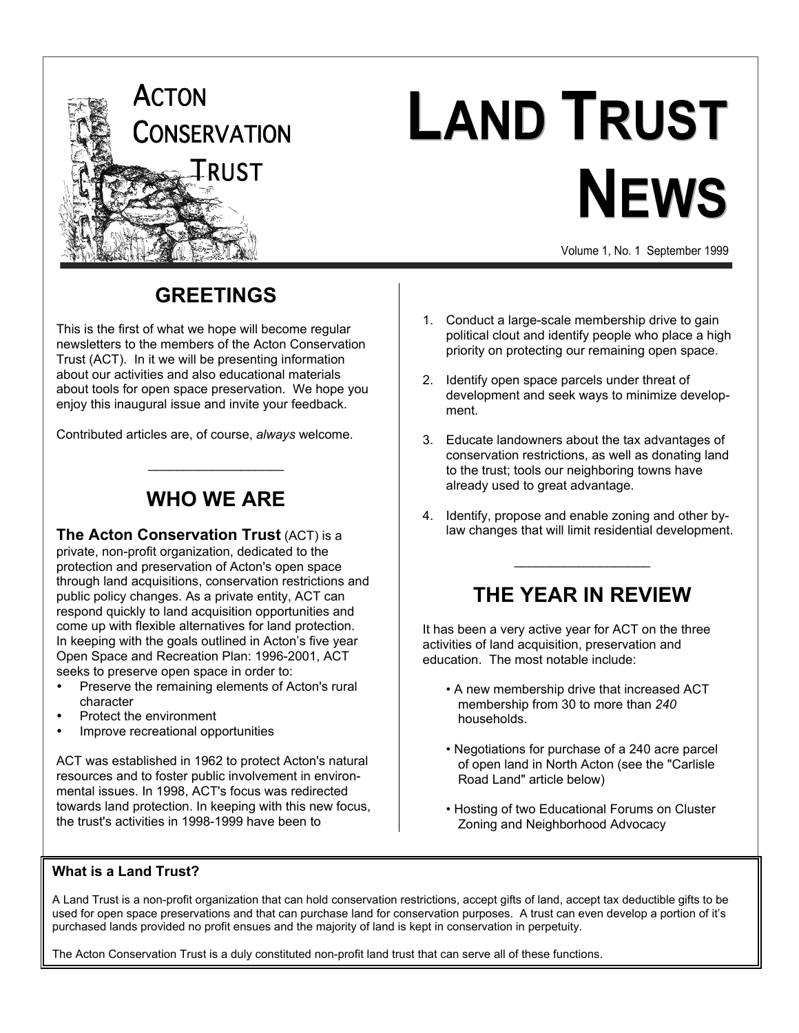# Acton Conservation Trust

# Land Trust News

Volume 1, No. 1 September 1999

## GREETINGS

This is the first of what we hope will become regular newsletters to the members of the Acton Conservation Trust (ACT). In it we will be presenting information about our activities and also educational materials about tools for open space preservation. We hope you enjoy this inaugural issue and invite your feedback.

Contributed articles are, of course, *always* welcome.

## WHO WE ARE

**The Acton Conservation Trust** (ACT) is a private, non-profit organization, dedicated to the protection and preservation of Acton's open space through land acquisitions, conservation restrictions and public policy changes. As a private entity, ACT can respond quickly to land acquisition opportunities and come up with flexible alternatives for land protection. In keeping with the goals outlined in Acton's five year Open Space and Recreation Plan: 1996-2001, ACT seeks to preserve open space in order to:

- Preserve the remaining elements of Acton's rural character
- Protect the environment
- Improve recreational opportunities

ACT was established in 1962 to protect Acton's natural resources and to foster public involvement in environmental issues. In 1998, ACT's focus was redirected towards land protection. In keeping with this new focus, the trust's activities in 1998-1999 have been to

1. Conduct a large-scale membership drive to gain political clout and identify people who place a high priority on protecting our remaining open space.
2. Identify open space parcels under threat of development and seek ways to minimize development.
3. Educate landowners about the tax advantages of conservation restrictions, as well as donating land to the trust; tools our neighboring towns have already used to great advantage.
4. Identify, propose and enable zoning and other by-law changes that will limit residential development.

## THE YEAR IN REVIEW

It has been a very active year for ACT on the three activities of land acquisition, preservation and education. The most notable include:

- A new membership drive that increased ACT membership from 30 to more than *240* households.
- Negotiations for purchase of a 240 acre parcel of open land in North Acton (see the "Carlisle Road Land" article below)
- Hosting of two Educational Forums on Cluster Zoning and Neighborhood Advocacy

**What is a Land Trust?**

A Land Trust is a non-profit organization that can hold conservation restrictions, accept gifts of land, accept tax deductible gifts to be used for open space preservations and that can purchase land for conservation purposes. A trust can even develop a portion of it's purchased lands provided no profit ensues and the majority of land is kept in conservation in perpetuity.

The Acton Conservation Trust is a duly constituted non-profit land trust that can serve all of these functions.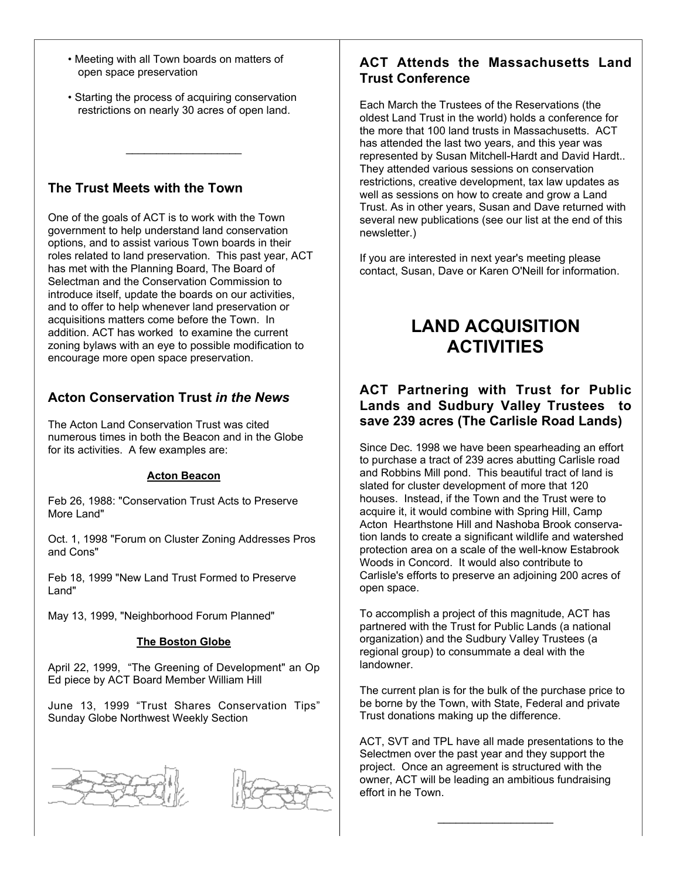- Meeting with all Town boards on matters of open space preservation
- Starting the process of acquiring conservation restrictions on nearly 30 acres of open land.

---

### The Trust Meets with the Town

One of the goals of ACT is to work with the Town government to help understand land conservation options, and to assist various Town boards in their roles related to land preservation. This past year, ACT has met with the Planning Board, The Board of Selectman and the Conservation Commission to introduce itself, update the boards on our activities, and to offer to help whenever land preservation or acquisitions matters come before the Town. In addition. ACT has worked to examine the current zoning bylaws with an eye to possible modification to encourage more open space preservation.

### Acton Conservation Trust *in the News*

The Acton Land Conservation Trust was cited numerous times in both the Beacon and in the Globe for its activities. A few examples are:

**Acton Beacon**

Feb 26, 1988: "Conservation Trust Acts to Preserve More Land"

Oct. 1, 1998 "Forum on Cluster Zoning Addresses Pros and Cons"

Feb 18, 1999 "New Land Trust Formed to Preserve Land"

May 13, 1999, "Neighborhood Forum Planned"

**The Boston Globe**

April 22, 1999, "The Greening of Development" an Op Ed piece by ACT Board Member William Hill

June 13, 1999 "Trust Shares Conservation Tips" Sunday Globe Northwest Weekly Section

### ACT Attends the Massachusetts Land Trust Conference

Each March the Trustees of the Reservations (the oldest Land Trust in the world) holds a conference for the more that 100 land trusts in Massachusetts. ACT has attended the last two years, and this year was represented by Susan Mitchell-Hardt and David Hardt.. They attended various sessions on conservation restrictions, creative development, tax law updates as well as sessions on how to create and grow a Land Trust. As in other years, Susan and Dave returned with several new publications (see our list at the end of this newsletter.)

If you are interested in next year's meeting please contact, Susan, Dave or Karen O'Neill for information.

## LAND ACQUISITION ACTIVITIES

### ACT Partnering with Trust for Public Lands and Sudbury Valley Trustees to save 239 acres (The Carlisle Road Lands)

Since Dec. 1998 we have been spearheading an effort to purchase a tract of 239 acres abutting Carlisle road and Robbins Mill pond. This beautiful tract of land is slated for cluster development of more that 120 houses. Instead, if the Town and the Trust were to acquire it, it would combine with Spring Hill, Camp Acton Hearthstone Hill and Nashoba Brook conservation lands to create a significant wildlife and watershed protection area on a scale of the well-know Estabrook Woods in Concord. It would also contribute to Carlisle's efforts to preserve an adjoining 200 acres of open space.

To accomplish a project of this magnitude, ACT has partnered with the Trust for Public Lands (a national organization) and the Sudbury Valley Trustees (a regional group) to consummate a deal with the landowner.

The current plan is for the bulk of the purchase price to be borne by the Town, with State, Federal and private Trust donations making up the difference.

ACT, SVT and TPL have all made presentations to the Selectmen over the past year and they support the project. Once an agreement is structured with the owner, ACT will be leading an ambitious fundraising effort in he Town.

---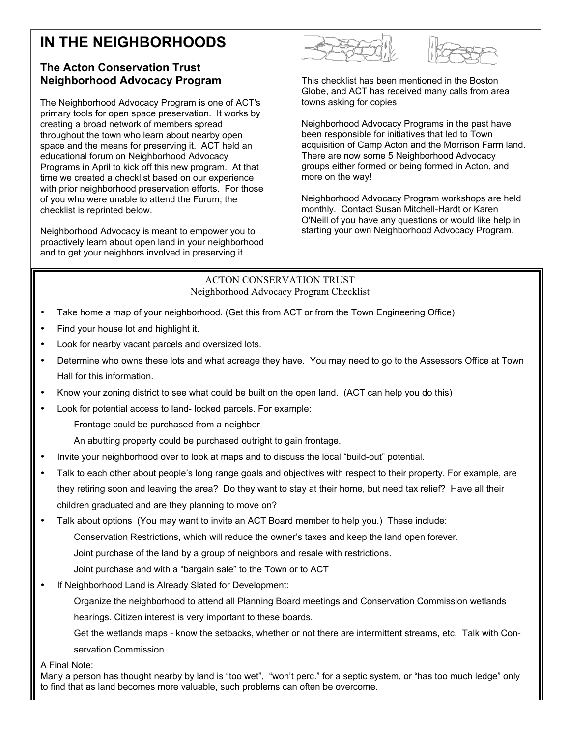# IN THE NEIGHBORHOODS

## The Acton Conservation Trust Neighborhood Advocacy Program

The Neighborhood Advocacy Program is one of ACT's primary tools for open space preservation. It works by creating a broad network of members spread throughout the town who learn about nearby open space and the means for preserving it. ACT held an educational forum on Neighborhood Advocacy Programs in April to kick off this new program. At that time we created a checklist based on our experience with prior neighborhood preservation efforts. For those of you who were unable to attend the Forum, the checklist is reprinted below.

Neighborhood Advocacy is meant to empower you to proactively learn about open land in your neighborhood and to get your neighbors involved in preserving it.

This checklist has been mentioned in the Boston Globe, and ACT has received many calls from area towns asking for copies

Neighborhood Advocacy Programs in the past have been responsible for initiatives that led to Town acquisition of Camp Acton and the Morrison Farm land. There are now some 5 Neighborhood Advocacy groups either formed or being formed in Acton, and more on the way!

Neighborhood Advocacy Program workshops are held monthly. Contact Susan Mitchell-Hardt or Karen O'Neill of you have any questions or would like help in starting your own Neighborhood Advocacy Program.

ACTON CONSERVATION TRUST
Neighborhood Advocacy Program Checklist

- Take home a map of your neighborhood. (Get this from ACT or from the Town Engineering Office)
- Find your house lot and highlight it.
- Look for nearby vacant parcels and oversized lots.
- Determine who owns these lots and what acreage they have. You may need to go to the Assessors Office at Town Hall for this information.
- Know your zoning district to see what could be built on the open land. (ACT can help you do this)
- Look for potential access to land- locked parcels. For example:
  - Frontage could be purchased from a neighbor
  - An abutting property could be purchased outright to gain frontage.
- Invite your neighborhood over to look at maps and to discuss the local "build-out" potential.
- Talk to each other about people's long range goals and objectives with respect to their property. For example, are they retiring soon and leaving the area? Do they want to stay at their home, but need tax relief? Have all their children graduated and are they planning to move on?
- Talk about options (You may want to invite an ACT Board member to help you.) These include:
  - Conservation Restrictions, which will reduce the owner's taxes and keep the land open forever.
  - Joint purchase of the land by a group of neighbors and resale with restrictions.
  - Joint purchase and with a "bargain sale" to the Town or to ACT
- If Neighborhood Land is Already Slated for Development:
  - Organize the neighborhood to attend all Planning Board meetings and Conservation Commission wetlands hearings. Citizen interest is very important to these boards.
  - Get the wetlands maps - know the setbacks, whether or not there are intermittent streams, etc. Talk with Conservation Commission.

A Final Note:
Many a person has thought nearby by land is "too wet", "won't perc." for a septic system, or "has too much ledge" only to find that as land becomes more valuable, such problems can often be overcome.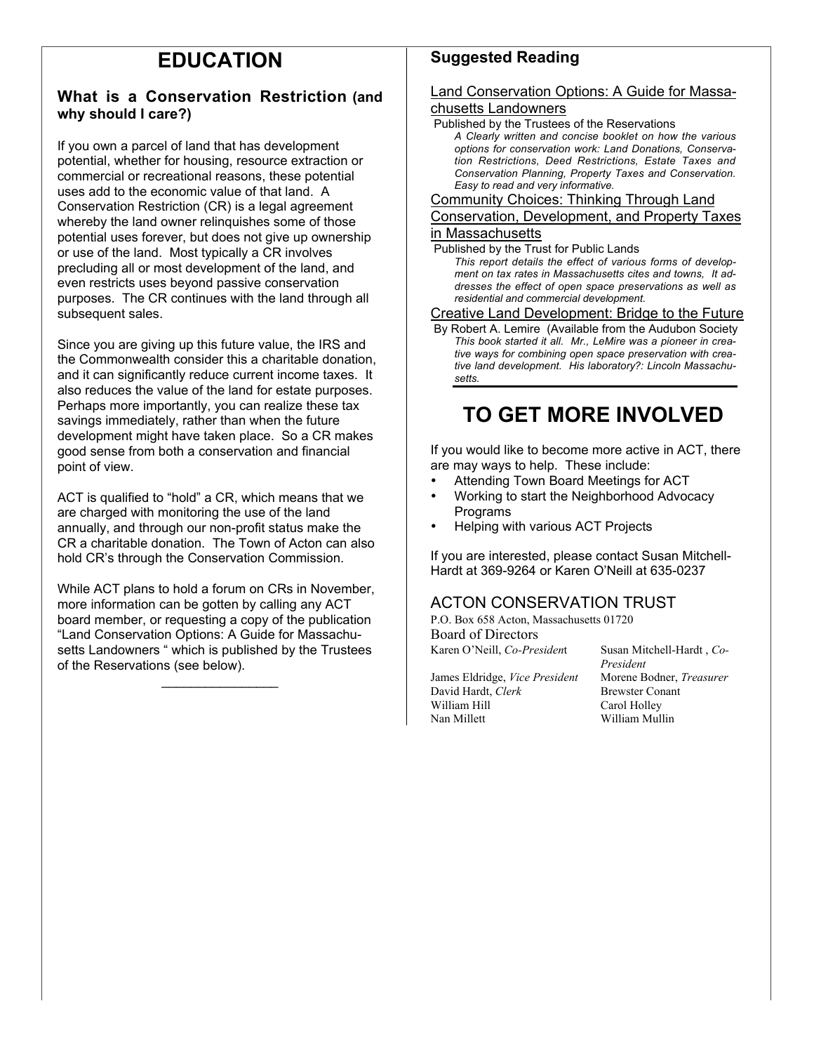# EDUCATION

### What is a Conservation Restriction (and why should I care?)

If you own a parcel of land that has development potential, whether for housing, resource extraction or commercial or recreational reasons, these potential uses add to the economic value of that land. A Conservation Restriction (CR) is a legal agreement whereby the land owner relinquishes some of those potential uses forever, but does not give up ownership or use of the land. Most typically a CR involves precluding all or most development of the land, and even restricts uses beyond passive conservation purposes. The CR continues with the land through all subsequent sales.

Since you are giving up this future value, the IRS and the Commonwealth consider this a charitable donation, and it can significantly reduce current income taxes. It also reduces the value of the land for estate purposes. Perhaps more importantly, you can realize these tax savings immediately, rather than when the future development might have taken place. So a CR makes good sense from both a conservation and financial point of view.

ACT is qualified to "hold" a CR, which means that we are charged with monitoring the use of the land annually, and through our non-profit status make the CR a charitable donation. The Town of Acton can also hold CR's through the Conservation Commission.

While ACT plans to hold a forum on CRs in November, more information can be gotten by calling any ACT board member, or requesting a copy of the publication "Land Conservation Options: A Guide for Massachusetts Landowners " which is published by the Trustees of the Reservations (see below).

---

## Suggested Reading

<u>Land Conservation Options: A Guide for Massachusetts Landowners</u>

Published by the Trustees of the Reservations

*A Clearly written and concise booklet on how the various options for conservation work: Land Donations, Conservation Restrictions, Deed Restrictions, Estate Taxes and Conservation Planning, Property Taxes and Conservation. Easy to read and very informative.*

<u>Community Choices: Thinking Through Land Conservation, Development, and Property Taxes in Massachusetts</u>

Published by the Trust for Public Lands

*This report details the effect of various forms of development on tax rates in Massachusetts cites and towns, It addresses the effect of open space preservations as well as residential and commercial development.*

<u>Creative Land Development: Bridge to the Future</u>

By Robert A. Lemire (Available from the Audubon Society

*This book started it all. Mr., LeMire was a pioneer in creative ways for combining open space preservation with creative land development. His laboratory?: Lincoln Massachusetts.*

# TO GET MORE INVOLVED

If you would like to become more active in ACT, there are may ways to help. These include:

- Attending Town Board Meetings for ACT
- Working to start the Neighborhood Advocacy Programs
- Helping with various ACT Projects

If you are interested, please contact Susan Mitchell-Hardt at 369-9264 or Karen O'Neill at 635-0237

## ACTON CONSERVATION TRUST

P.O. Box 658 Acton, Massachusetts 01720

Board of Directors

Karen O'Neill, *Co-President*
Susan Mitchell-Hardt , *Co-President*
James Eldridge, *Vice President*
Morene Bodner, *Treasurer*
David Hardt, *Clerk*
Brewster Conant
William Hill
Carol Holley
Nan Millett
William Mullin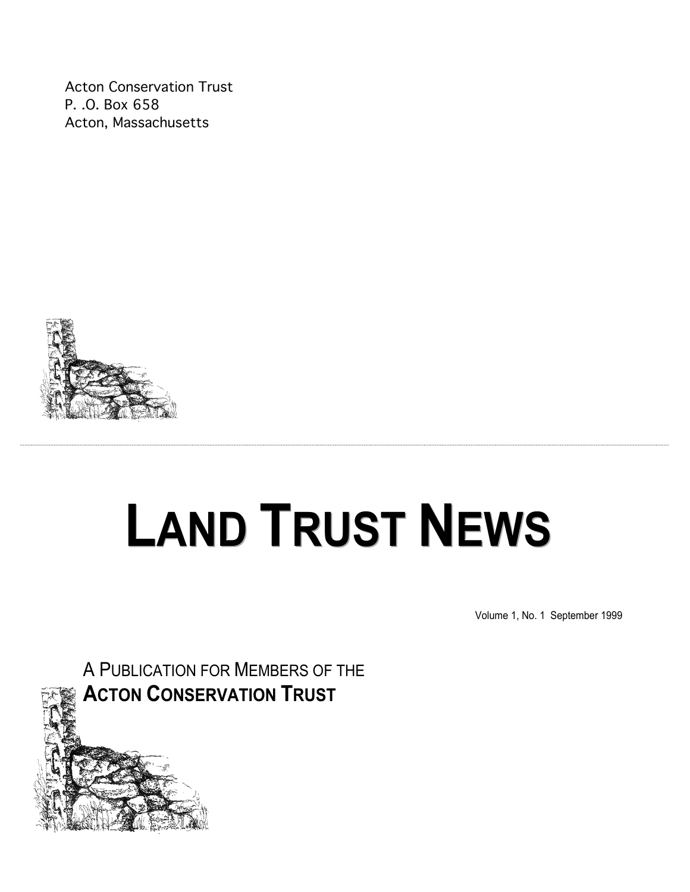Acton Conservation Trust
P. .O. Box 658
Acton, Massachusetts

# LAND TRUST NEWS

Volume 1, No. 1 September 1999

A PUBLICATION FOR MEMBERS OF THE
**ACTON CONSERVATION TRUST**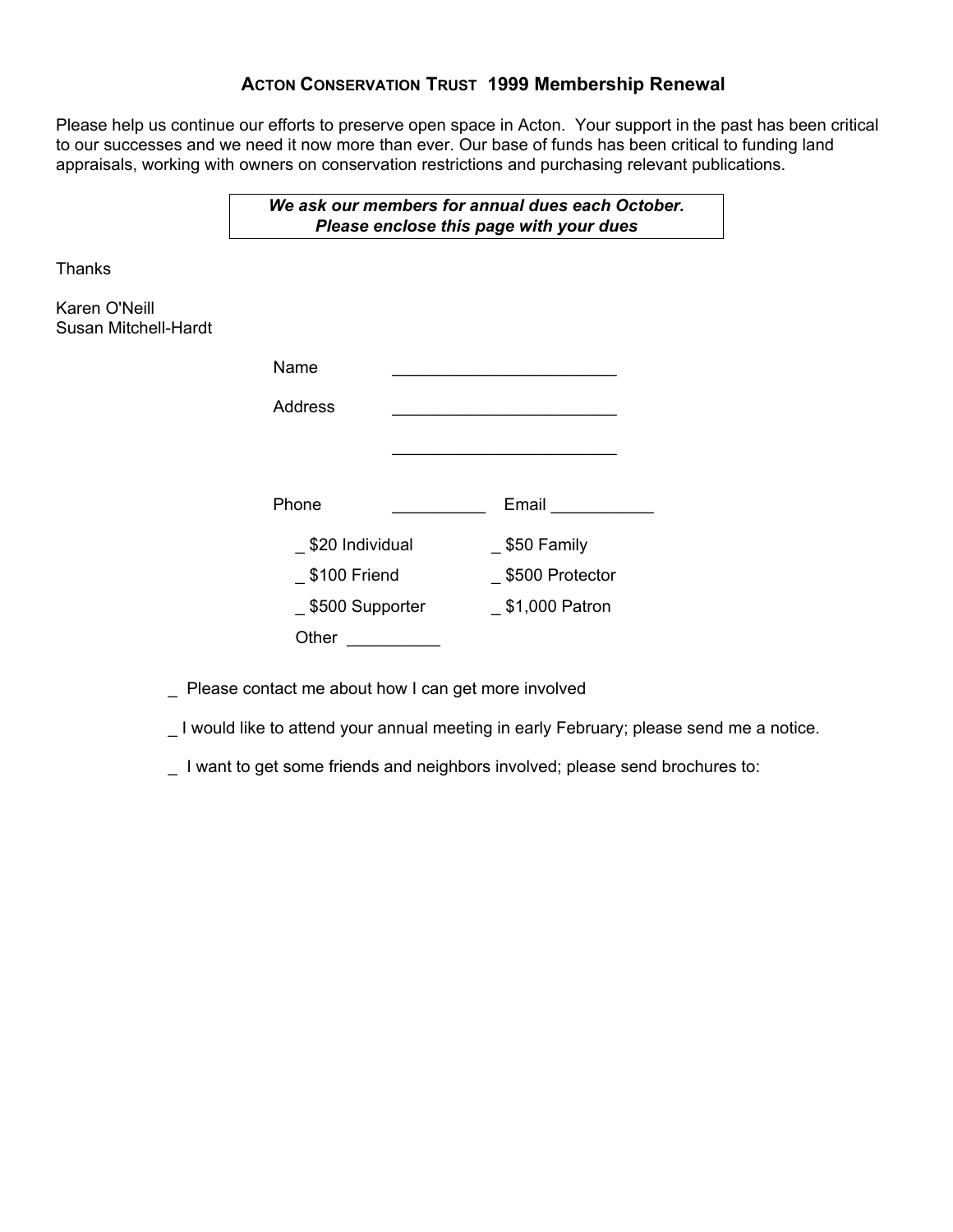## ACTON CONSERVATION TRUST 1999 Membership Renewal

Please help us continue our efforts to preserve open space in Acton. Your support in the past has been critical to our successes and we need it now more than ever. Our base of funds has been critical to funding land appraisals, working with owners on conservation restrictions and purchasing relevant publications.

***We ask our members for annual dues each October.***
***Please enclose this page with your dues***

Thanks

Karen O'Neill
Susan Mitchell-Hardt

Name ________________________

Address ________________________

________________________

Phone __________ Email ___________

_ $20 Individual _ $50 Family

_ $100 Friend _ $500 Protector

_ $500 Supporter _ $1,000 Patron

Other __________

_ Please contact me about how I can get more involved

_ I would like to attend your annual meeting in early February; please send me a notice.

_ I want to get some friends and neighbors involved; please send brochures to: